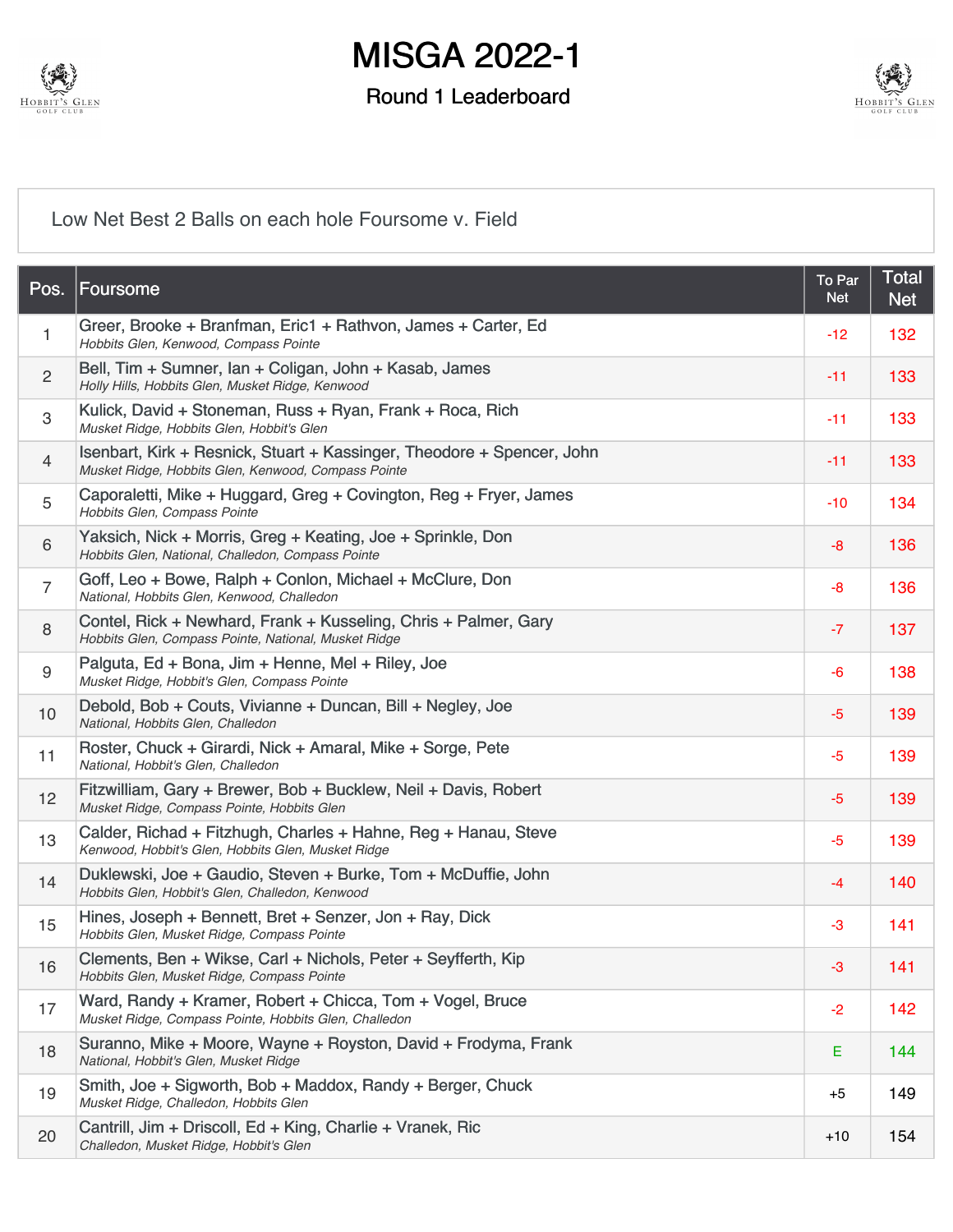# MISGA 2022-1

## Round 1 Leaderboard

Low Net Best 2 Balls on each hole Foursome v. Field

| Pos. | Foursome | To Par Net | Total Net |
|---|---|---|---|
| 1 | Greer, Brooke + Branfman, Eric1 + Rathvon, James + Carter, Ed<br>*Hobbits Glen, Kenwood, Compass Pointe* | -12 | 132 |
| 2 | Bell, Tim + Sumner, Ian + Coligan, John + Kasab, James<br>*Holly Hills, Hobbits Glen, Musket Ridge, Kenwood* | -11 | 133 |
| 3 | Kulick, David + Stoneman, Russ + Ryan, Frank + Roca, Rich<br>*Musket Ridge, Hobbits Glen, Hobbit's Glen* | -11 | 133 |
| 4 | Isenbart, Kirk + Resnick, Stuart + Kassinger, Theodore + Spencer, John<br>*Musket Ridge, Hobbits Glen, Kenwood, Compass Pointe* | -11 | 133 |
| 5 | Caporaletti, Mike + Huggard, Greg + Covington, Reg + Fryer, James<br>*Hobbits Glen, Compass Pointe* | -10 | 134 |
| 6 | Yaksich, Nick + Morris, Greg + Keating, Joe + Sprinkle, Don<br>*Hobbits Glen, National, Challedon, Compass Pointe* | -8 | 136 |
| 7 | Goff, Leo + Bowe, Ralph + Conlon, Michael + McClure, Don<br>*National, Hobbits Glen, Kenwood, Challedon* | -8 | 136 |
| 8 | Contel, Rick + Newhard, Frank + Kusseling, Chris + Palmer, Gary<br>*Hobbits Glen, Compass Pointe, National, Musket Ridge* | -7 | 137 |
| 9 | Palguta, Ed + Bona, Jim + Henne, Mel + Riley, Joe<br>*Musket Ridge, Hobbit's Glen, Compass Pointe* | -6 | 138 |
| 10 | Debold, Bob + Couts, Vivianne + Duncan, Bill + Negley, Joe<br>*National, Hobbits Glen, Challedon* | -5 | 139 |
| 11 | Roster, Chuck + Girardi, Nick + Amaral, Mike + Sorge, Pete<br>*National, Hobbit's Glen, Challedon* | -5 | 139 |
| 12 | Fitzwilliam, Gary + Brewer, Bob + Bucklew, Neil + Davis, Robert<br>*Musket Ridge, Compass Pointe, Hobbits Glen* | -5 | 139 |
| 13 | Calder, Richad + Fitzhugh, Charles + Hahne, Reg + Hanau, Steve<br>*Kenwood, Hobbit's Glen, Hobbits Glen, Musket Ridge* | -5 | 139 |
| 14 | Duklewski, Joe + Gaudio, Steven + Burke, Tom + McDuffie, John<br>*Hobbits Glen, Hobbit's Glen, Challedon, Kenwood* | -4 | 140 |
| 15 | Hines, Joseph + Bennett, Bret + Senzer, Jon + Ray, Dick<br>*Hobbits Glen, Musket Ridge, Compass Pointe* | -3 | 141 |
| 16 | Clements, Ben + Wikse, Carl + Nichols, Peter + Seyfferth, Kip<br>*Hobbits Glen, Musket Ridge, Compass Pointe* | -3 | 141 |
| 17 | Ward, Randy + Kramer, Robert + Chicca, Tom + Vogel, Bruce<br>*Musket Ridge, Compass Pointe, Hobbits Glen, Challedon* | -2 | 142 |
| 18 | Suranno, Mike + Moore, Wayne + Royston, David + Frodyma, Frank<br>*National, Hobbit's Glen, Musket Ridge* | E | 144 |
| 19 | Smith, Joe + Sigworth, Bob + Maddox, Randy + Berger, Chuck<br>*Musket Ridge, Challedon, Hobbits Glen* | +5 | 149 |
| 20 | Cantrill, Jim + Driscoll, Ed + King, Charlie + Vranek, Ric<br>*Challedon, Musket Ridge, Hobbit's Glen* | +10 | 154 |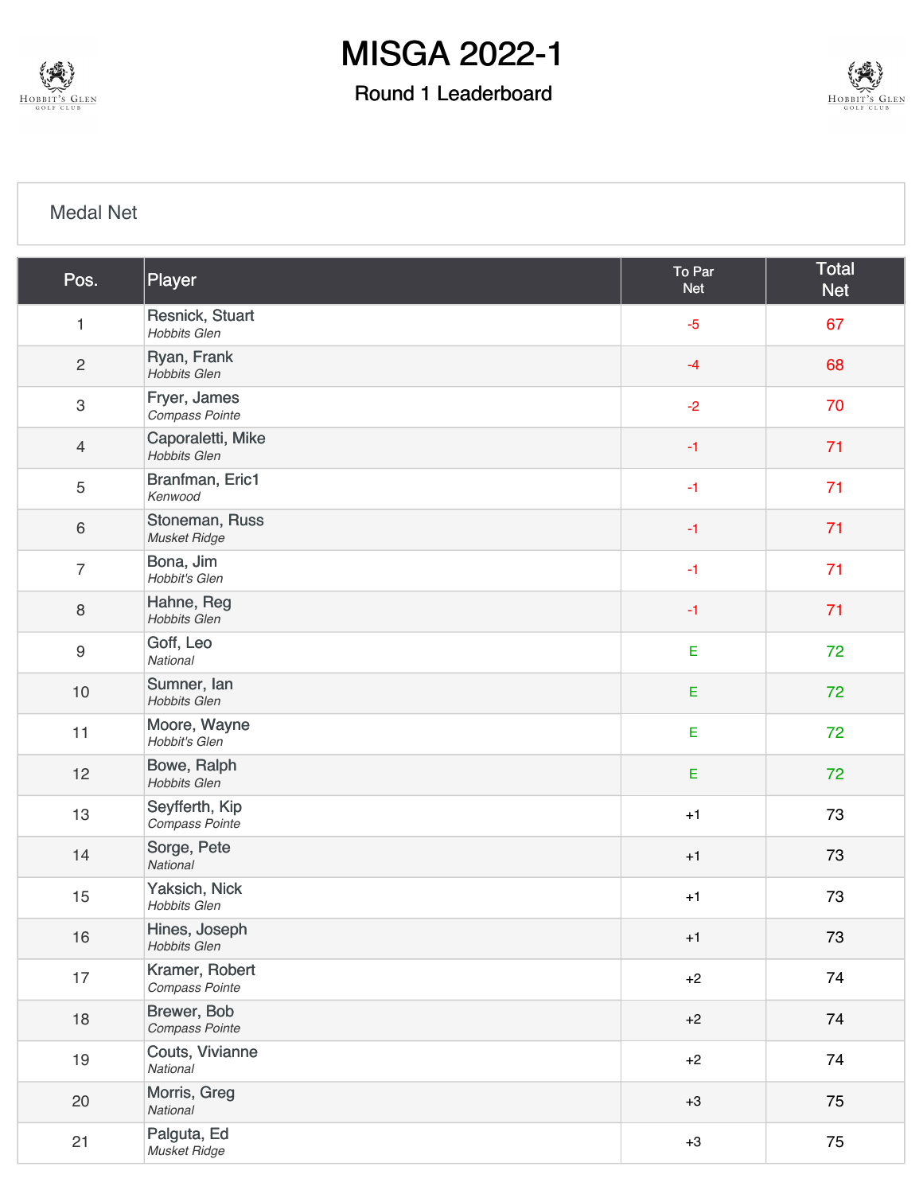# MISGA 2022-1

## Round 1 Leaderboard

Medal Net

| Pos. | Player | To Par Net | Total Net |
|---|---|---|---|
| 1 | Resnick, Stuart *Hobbits Glen* | -5 | 67 |
| 2 | Ryan, Frank *Hobbits Glen* | -4 | 68 |
| 3 | Fryer, James *Compass Pointe* | -2 | 70 |
| 4 | Caporaletti, Mike *Hobbits Glen* | -1 | 71 |
| 5 | Branfman, Eric1 *Kenwood* | -1 | 71 |
| 6 | Stoneman, Russ *Musket Ridge* | -1 | 71 |
| 7 | Bona, Jim *Hobbit's Glen* | -1 | 71 |
| 8 | Hahne, Reg *Hobbits Glen* | -1 | 71 |
| 9 | Goff, Leo *National* | E | 72 |
| 10 | Sumner, Ian *Hobbits Glen* | E | 72 |
| 11 | Moore, Wayne *Hobbit's Glen* | E | 72 |
| 12 | Bowe, Ralph *Hobbits Glen* | E | 72 |
| 13 | Seyfferth, Kip *Compass Pointe* | +1 | 73 |
| 14 | Sorge, Pete *National* | +1 | 73 |
| 15 | Yaksich, Nick *Hobbits Glen* | +1 | 73 |
| 16 | Hines, Joseph *Hobbits Glen* | +1 | 73 |
| 17 | Kramer, Robert *Compass Pointe* | +2 | 74 |
| 18 | Brewer, Bob *Compass Pointe* | +2 | 74 |
| 19 | Couts, Vivianne *National* | +2 | 74 |
| 20 | Morris, Greg *National* | +3 | 75 |
| 21 | Palguta, Ed *Musket Ridge* | +3 | 75 |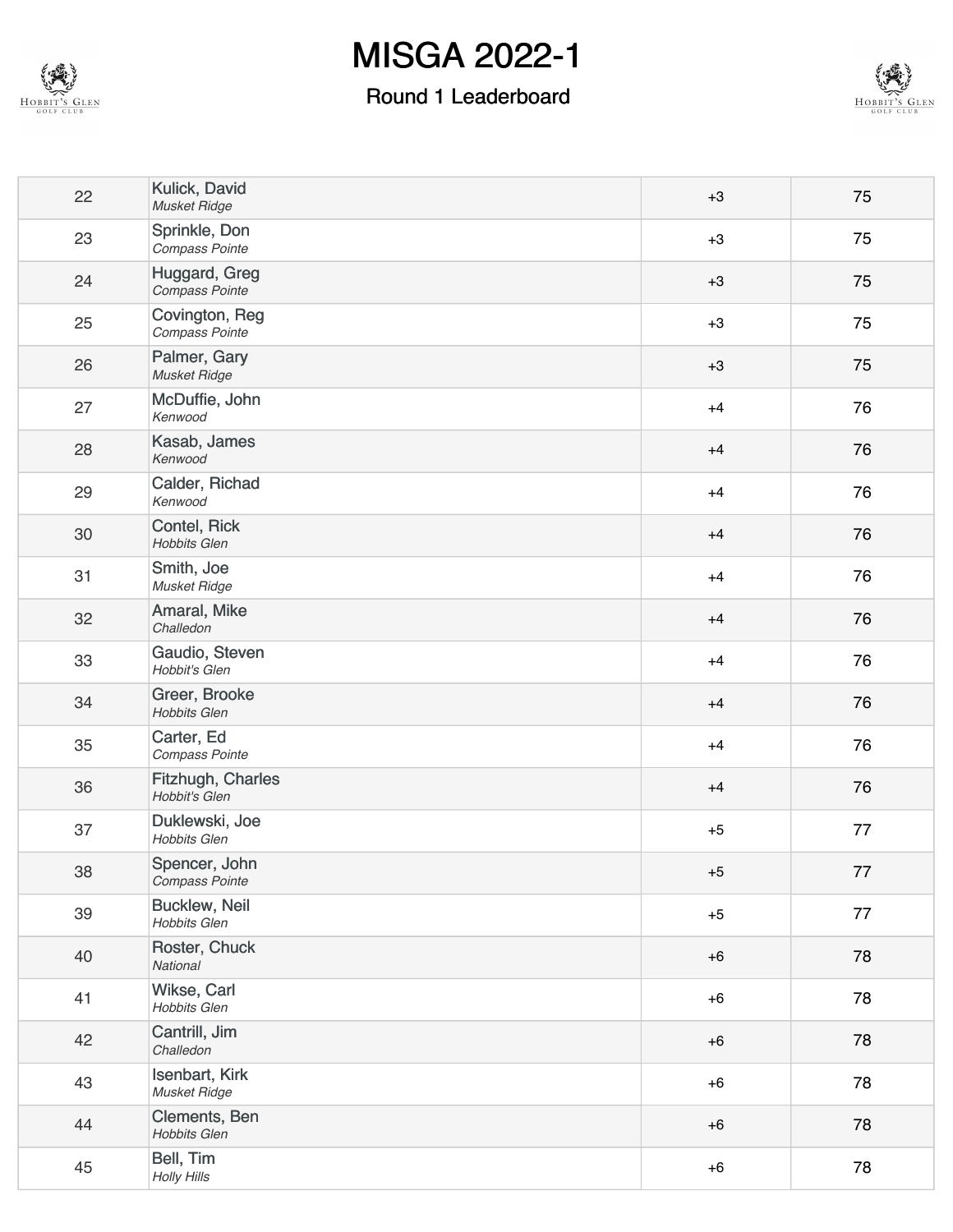# MISGA 2022-1

## Round 1 Leaderboard

| | | | |
|---|---|---|---|
| 22 | Kulick, David<br>*Musket Ridge* | +3 | 75 |
| 23 | Sprinkle, Don<br>*Compass Pointe* | +3 | 75 |
| 24 | Huggard, Greg<br>*Compass Pointe* | +3 | 75 |
| 25 | Covington, Reg<br>*Compass Pointe* | +3 | 75 |
| 26 | Palmer, Gary<br>*Musket Ridge* | +3 | 75 |
| 27 | McDuffie, John<br>*Kenwood* | +4 | 76 |
| 28 | Kasab, James<br>*Kenwood* | +4 | 76 |
| 29 | Calder, Richad<br>*Kenwood* | +4 | 76 |
| 30 | Contel, Rick<br>*Hobbits Glen* | +4 | 76 |
| 31 | Smith, Joe<br>*Musket Ridge* | +4 | 76 |
| 32 | Amaral, Mike<br>*Challedon* | +4 | 76 |
| 33 | Gaudio, Steven<br>*Hobbit's Glen* | +4 | 76 |
| 34 | Greer, Brooke<br>*Hobbits Glen* | +4 | 76 |
| 35 | Carter, Ed<br>*Compass Pointe* | +4 | 76 |
| 36 | Fitzhugh, Charles<br>*Hobbit's Glen* | +4 | 76 |
| 37 | Duklewski, Joe<br>*Hobbits Glen* | +5 | 77 |
| 38 | Spencer, John<br>*Compass Pointe* | +5 | 77 |
| 39 | Bucklew, Neil<br>*Hobbits Glen* | +5 | 77 |
| 40 | Roster, Chuck<br>*National* | +6 | 78 |
| 41 | Wikse, Carl<br>*Hobbits Glen* | +6 | 78 |
| 42 | Cantrill, Jim<br>*Challedon* | +6 | 78 |
| 43 | Isenbart, Kirk<br>*Musket Ridge* | +6 | 78 |
| 44 | Clements, Ben<br>*Hobbits Glen* | +6 | 78 |
| 45 | Bell, Tim<br>*Holly Hills* | +6 | 78 |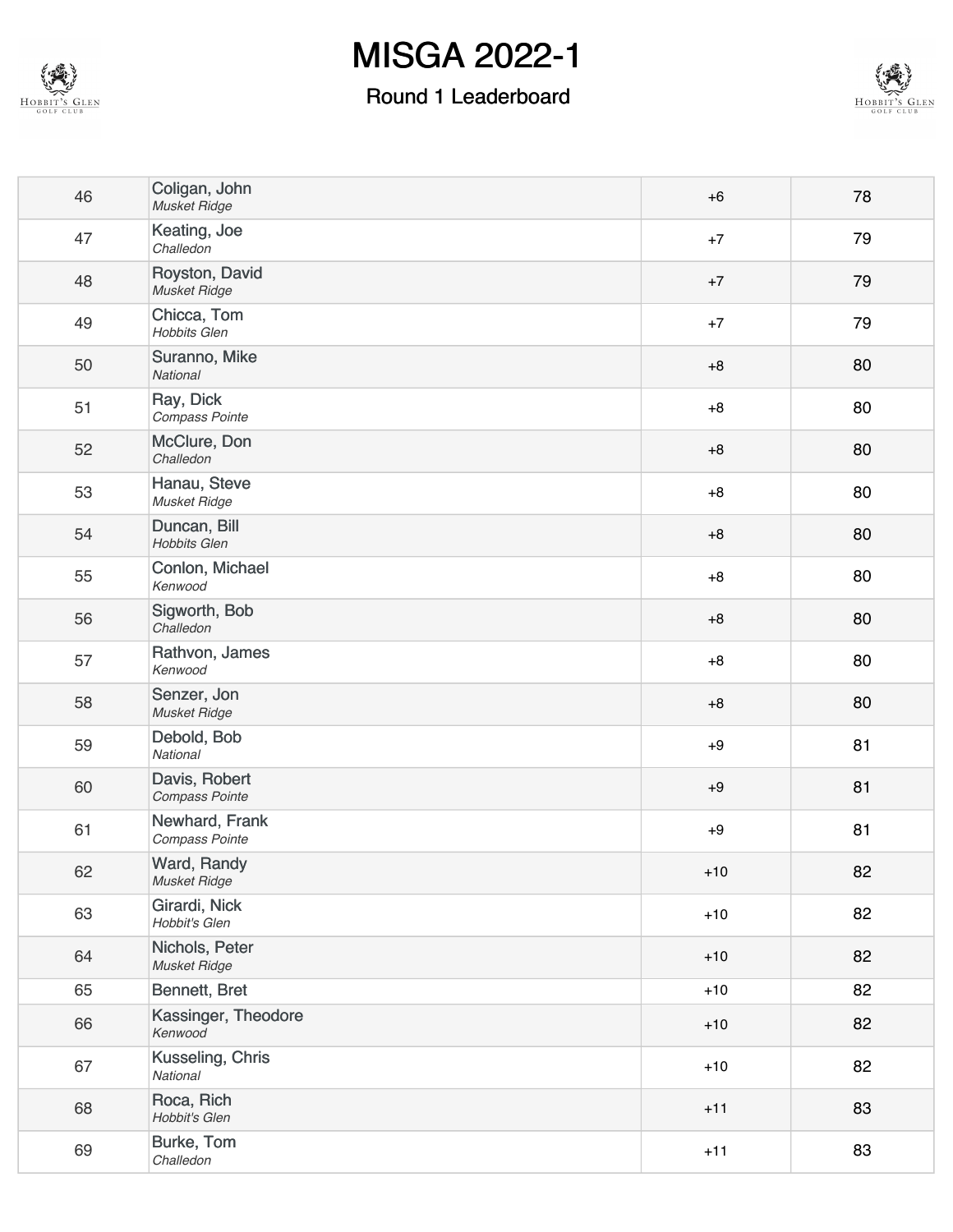# MISGA 2022-1

## Round 1 Leaderboard

| | | | |
|---|---|---|---|
| 46 | Coligan, John *Musket Ridge* | +6 | 78 |
| 47 | Keating, Joe *Challedon* | +7 | 79 |
| 48 | Royston, David *Musket Ridge* | +7 | 79 |
| 49 | Chicca, Tom *Hobbits Glen* | +7 | 79 |
| 50 | Suranno, Mike *National* | +8 | 80 |
| 51 | Ray, Dick *Compass Pointe* | +8 | 80 |
| 52 | McClure, Don *Challedon* | +8 | 80 |
| 53 | Hanau, Steve *Musket Ridge* | +8 | 80 |
| 54 | Duncan, Bill *Hobbits Glen* | +8 | 80 |
| 55 | Conlon, Michael *Kenwood* | +8 | 80 |
| 56 | Sigworth, Bob *Challedon* | +8 | 80 |
| 57 | Rathvon, James *Kenwood* | +8 | 80 |
| 58 | Senzer, Jon *Musket Ridge* | +8 | 80 |
| 59 | Debold, Bob *National* | +9 | 81 |
| 60 | Davis, Robert *Compass Pointe* | +9 | 81 |
| 61 | Newhard, Frank *Compass Pointe* | +9 | 81 |
| 62 | Ward, Randy *Musket Ridge* | +10 | 82 |
| 63 | Girardi, Nick *Hobbit's Glen* | +10 | 82 |
| 64 | Nichols, Peter *Musket Ridge* | +10 | 82 |
| 65 | Bennett, Bret | +10 | 82 |
| 66 | Kassinger, Theodore *Kenwood* | +10 | 82 |
| 67 | Kusseling, Chris *National* | +10 | 82 |
| 68 | Roca, Rich *Hobbit's Glen* | +11 | 83 |
| 69 | Burke, Tom *Challedon* | +11 | 83 |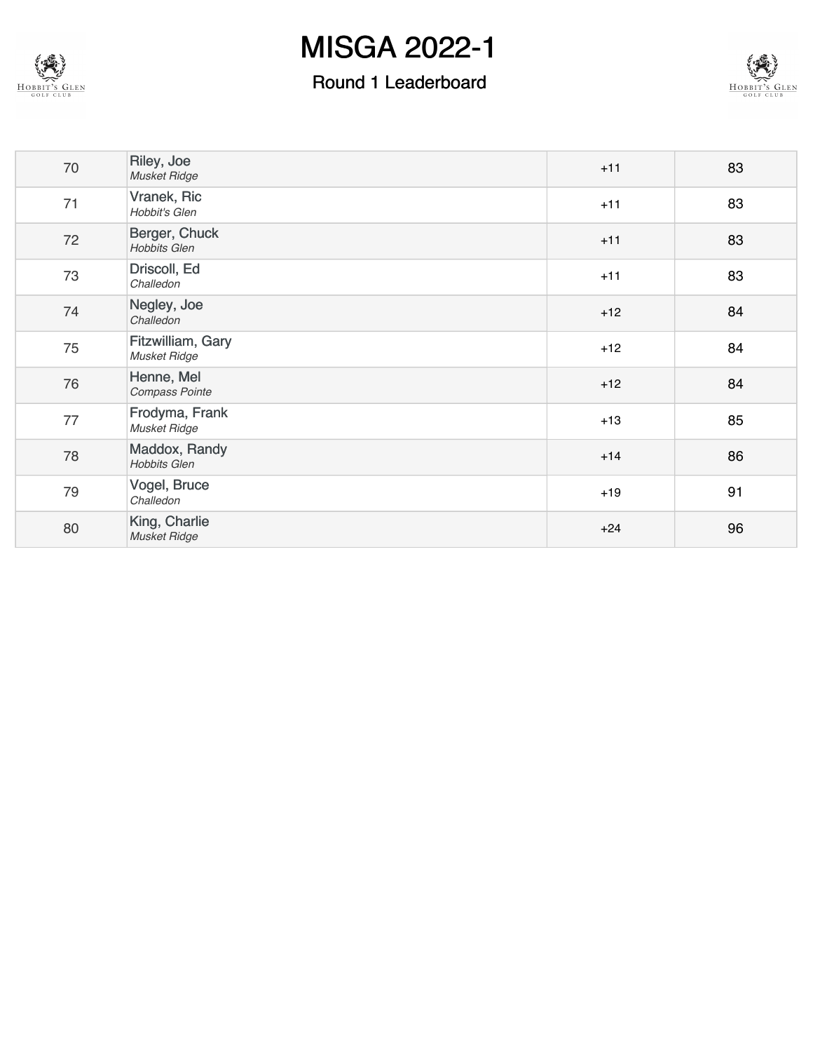# MISGA 2022-1

## Round 1 Leaderboard

| | | | |
|---|---|---|---|
| 70 | Riley, Joe *Musket Ridge* | +11 | 83 |
| 71 | Vranek, Ric *Hobbit's Glen* | +11 | 83 |
| 72 | Berger, Chuck *Hobbits Glen* | +11 | 83 |
| 73 | Driscoll, Ed *Challedon* | +11 | 83 |
| 74 | Negley, Joe *Challedon* | +12 | 84 |
| 75 | Fitzwilliam, Gary *Musket Ridge* | +12 | 84 |
| 76 | Henne, Mel *Compass Pointe* | +12 | 84 |
| 77 | Frodyma, Frank *Musket Ridge* | +13 | 85 |
| 78 | Maddox, Randy *Hobbits Glen* | +14 | 86 |
| 79 | Vogel, Bruce *Challedon* | +19 | 91 |
| 80 | King, Charlie *Musket Ridge* | +24 | 96 |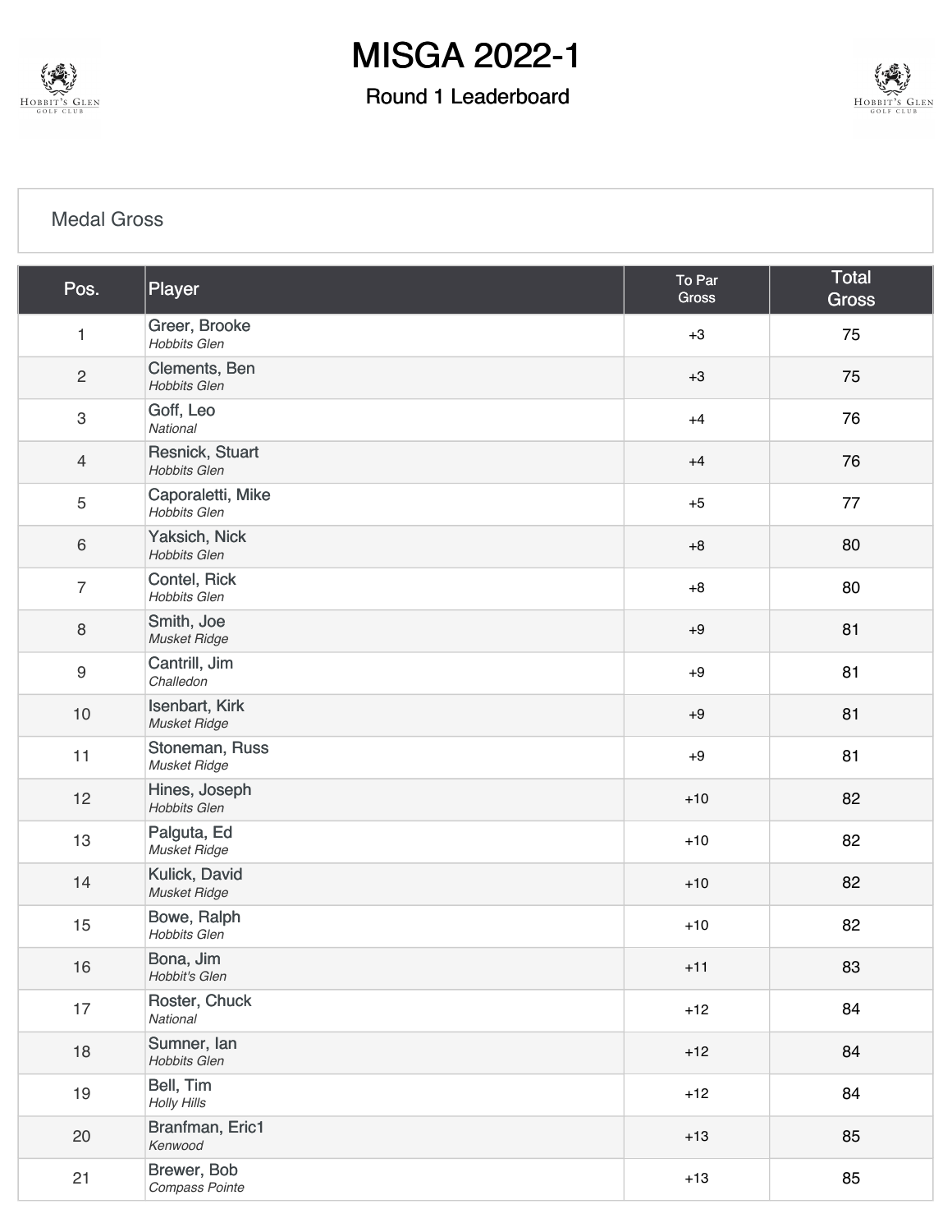# MISGA 2022-1

## Round 1 Leaderboard

Medal Gross

| Pos. | Player | To Par Gross | Total Gross |
|---|---|---|---|
| 1 | Greer, Brooke *Hobbits Glen* | +3 | 75 |
| 2 | Clements, Ben *Hobbits Glen* | +3 | 75 |
| 3 | Goff, Leo *National* | +4 | 76 |
| 4 | Resnick, Stuart *Hobbits Glen* | +4 | 76 |
| 5 | Caporaletti, Mike *Hobbits Glen* | +5 | 77 |
| 6 | Yaksich, Nick *Hobbits Glen* | +8 | 80 |
| 7 | Contel, Rick *Hobbits Glen* | +8 | 80 |
| 8 | Smith, Joe *Musket Ridge* | +9 | 81 |
| 9 | Cantrill, Jim *Challedon* | +9 | 81 |
| 10 | Isenbart, Kirk *Musket Ridge* | +9 | 81 |
| 11 | Stoneman, Russ *Musket Ridge* | +9 | 81 |
| 12 | Hines, Joseph *Hobbits Glen* | +10 | 82 |
| 13 | Palguta, Ed *Musket Ridge* | +10 | 82 |
| 14 | Kulick, David *Musket Ridge* | +10 | 82 |
| 15 | Bowe, Ralph *Hobbits Glen* | +10 | 82 |
| 16 | Bona, Jim *Hobbit's Glen* | +11 | 83 |
| 17 | Roster, Chuck *National* | +12 | 84 |
| 18 | Sumner, Ian *Hobbits Glen* | +12 | 84 |
| 19 | Bell, Tim *Holly Hills* | +12 | 84 |
| 20 | Branfman, Eric1 *Kenwood* | +13 | 85 |
| 21 | Brewer, Bob *Compass Pointe* | +13 | 85 |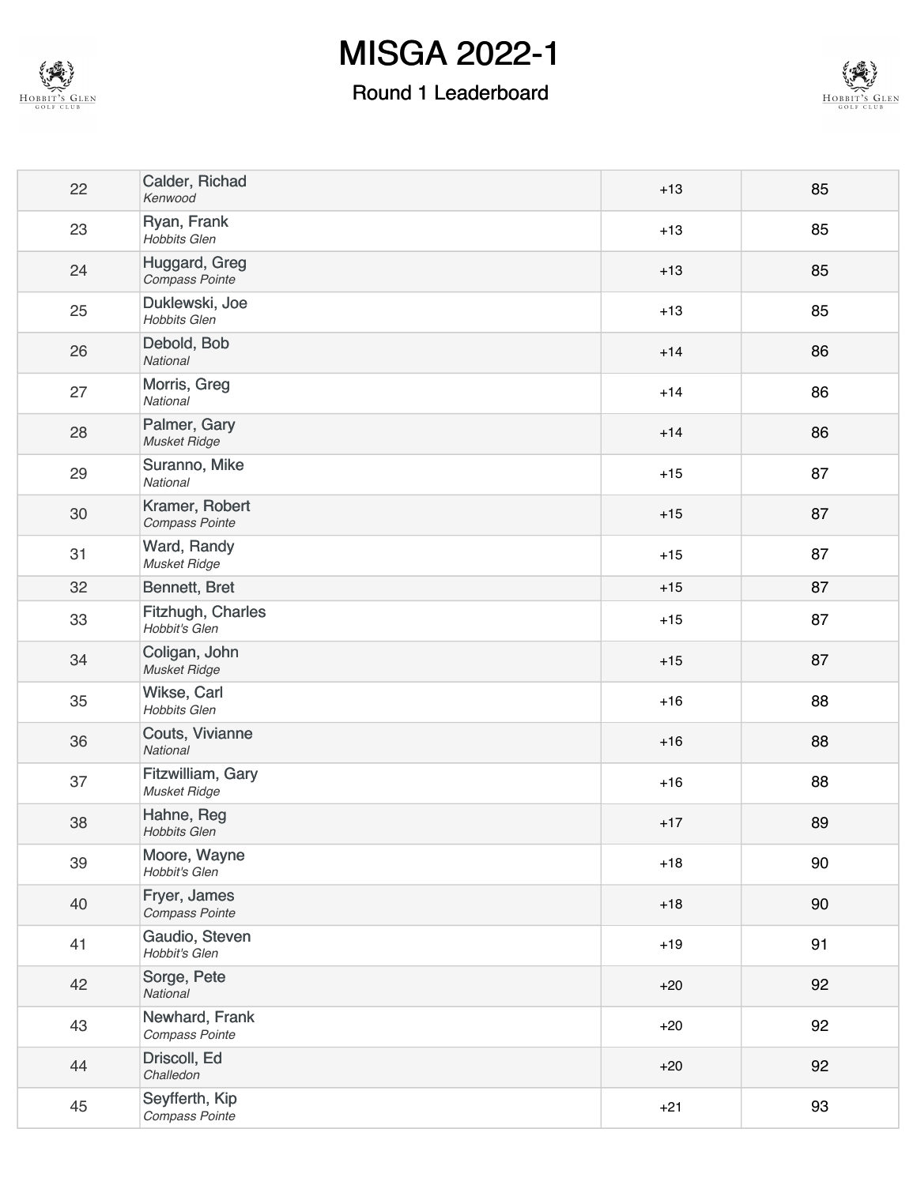# MISGA 2022-1

## Round 1 Leaderboard

| | | | |
|---|---|---|---|
| 22 | Calder, Richad *Kenwood* | +13 | 85 |
| 23 | Ryan, Frank *Hobbits Glen* | +13 | 85 |
| 24 | Huggard, Greg *Compass Pointe* | +13 | 85 |
| 25 | Duklewski, Joe *Hobbits Glen* | +13 | 85 |
| 26 | Debold, Bob *National* | +14 | 86 |
| 27 | Morris, Greg *National* | +14 | 86 |
| 28 | Palmer, Gary *Musket Ridge* | +14 | 86 |
| 29 | Suranno, Mike *National* | +15 | 87 |
| 30 | Kramer, Robert *Compass Pointe* | +15 | 87 |
| 31 | Ward, Randy *Musket Ridge* | +15 | 87 |
| 32 | Bennett, Bret | +15 | 87 |
| 33 | Fitzhugh, Charles *Hobbit's Glen* | +15 | 87 |
| 34 | Coligan, John *Musket Ridge* | +15 | 87 |
| 35 | Wikse, Carl *Hobbits Glen* | +16 | 88 |
| 36 | Couts, Vivianne *National* | +16 | 88 |
| 37 | Fitzwilliam, Gary *Musket Ridge* | +16 | 88 |
| 38 | Hahne, Reg *Hobbits Glen* | +17 | 89 |
| 39 | Moore, Wayne *Hobbit's Glen* | +18 | 90 |
| 40 | Fryer, James *Compass Pointe* | +18 | 90 |
| 41 | Gaudio, Steven *Hobbit's Glen* | +19 | 91 |
| 42 | Sorge, Pete *National* | +20 | 92 |
| 43 | Newhard, Frank *Compass Pointe* | +20 | 92 |
| 44 | Driscoll, Ed *Challedon* | +20 | 92 |
| 45 | Seyfferth, Kip *Compass Pointe* | +21 | 93 |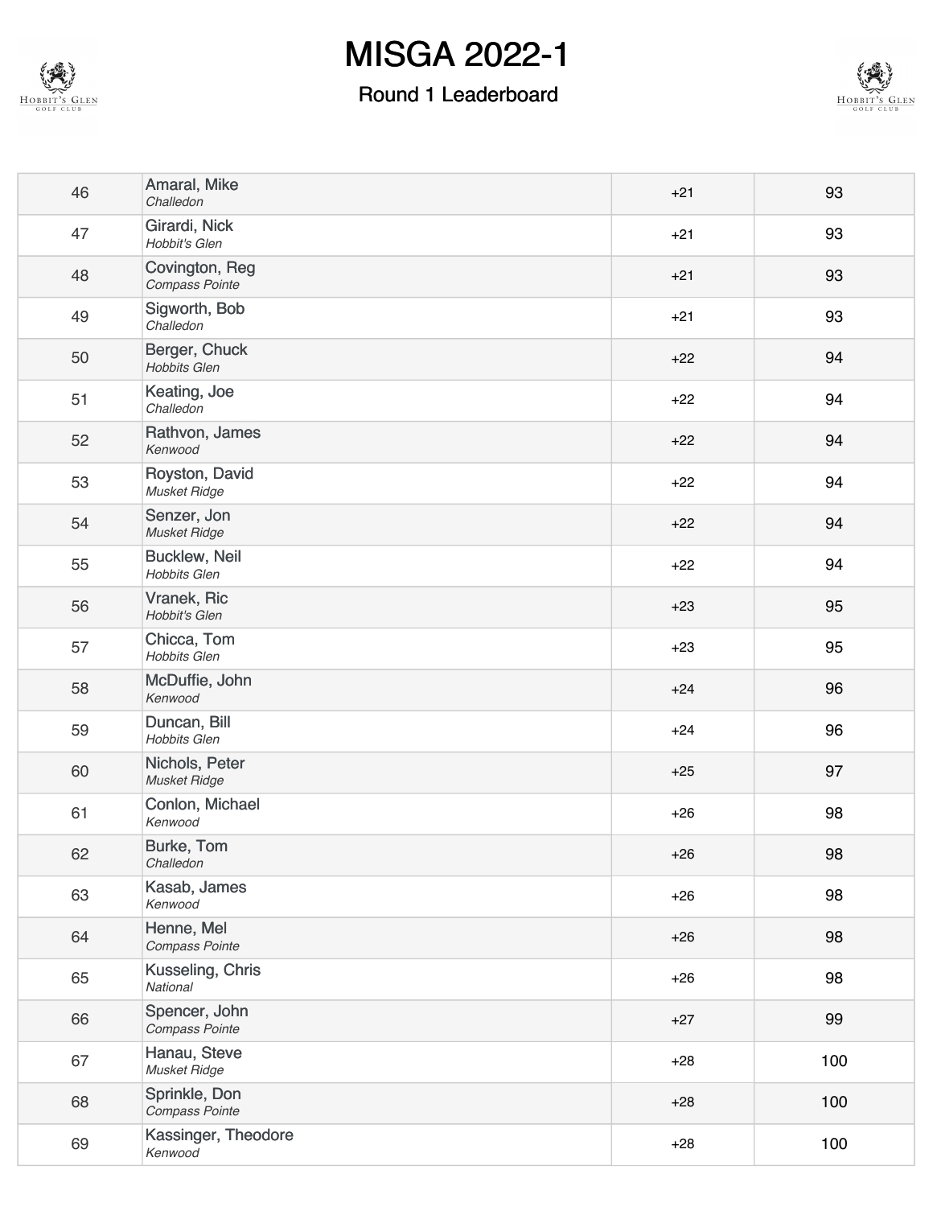# MISGA 2022-1

## Round 1 Leaderboard

| | | | |
|---|---|---|---|
| 46 | Amaral, Mike *Challedon* | +21 | 93 |
| 47 | Girardi, Nick *Hobbit's Glen* | +21 | 93 |
| 48 | Covington, Reg *Compass Pointe* | +21 | 93 |
| 49 | Sigworth, Bob *Challedon* | +21 | 93 |
| 50 | Berger, Chuck *Hobbits Glen* | +22 | 94 |
| 51 | Keating, Joe *Challedon* | +22 | 94 |
| 52 | Rathvon, James *Kenwood* | +22 | 94 |
| 53 | Royston, David *Musket Ridge* | +22 | 94 |
| 54 | Senzer, Jon *Musket Ridge* | +22 | 94 |
| 55 | Bucklew, Neil *Hobbits Glen* | +22 | 94 |
| 56 | Vranek, Ric *Hobbit's Glen* | +23 | 95 |
| 57 | Chicca, Tom *Hobbits Glen* | +23 | 95 |
| 58 | McDuffie, John *Kenwood* | +24 | 96 |
| 59 | Duncan, Bill *Hobbits Glen* | +24 | 96 |
| 60 | Nichols, Peter *Musket Ridge* | +25 | 97 |
| 61 | Conlon, Michael *Kenwood* | +26 | 98 |
| 62 | Burke, Tom *Challedon* | +26 | 98 |
| 63 | Kasab, James *Kenwood* | +26 | 98 |
| 64 | Henne, Mel *Compass Pointe* | +26 | 98 |
| 65 | Kusseling, Chris *National* | +26 | 98 |
| 66 | Spencer, John *Compass Pointe* | +27 | 99 |
| 67 | Hanau, Steve *Musket Ridge* | +28 | 100 |
| 68 | Sprinkle, Don *Compass Pointe* | +28 | 100 |
| 69 | Kassinger, Theodore *Kenwood* | +28 | 100 |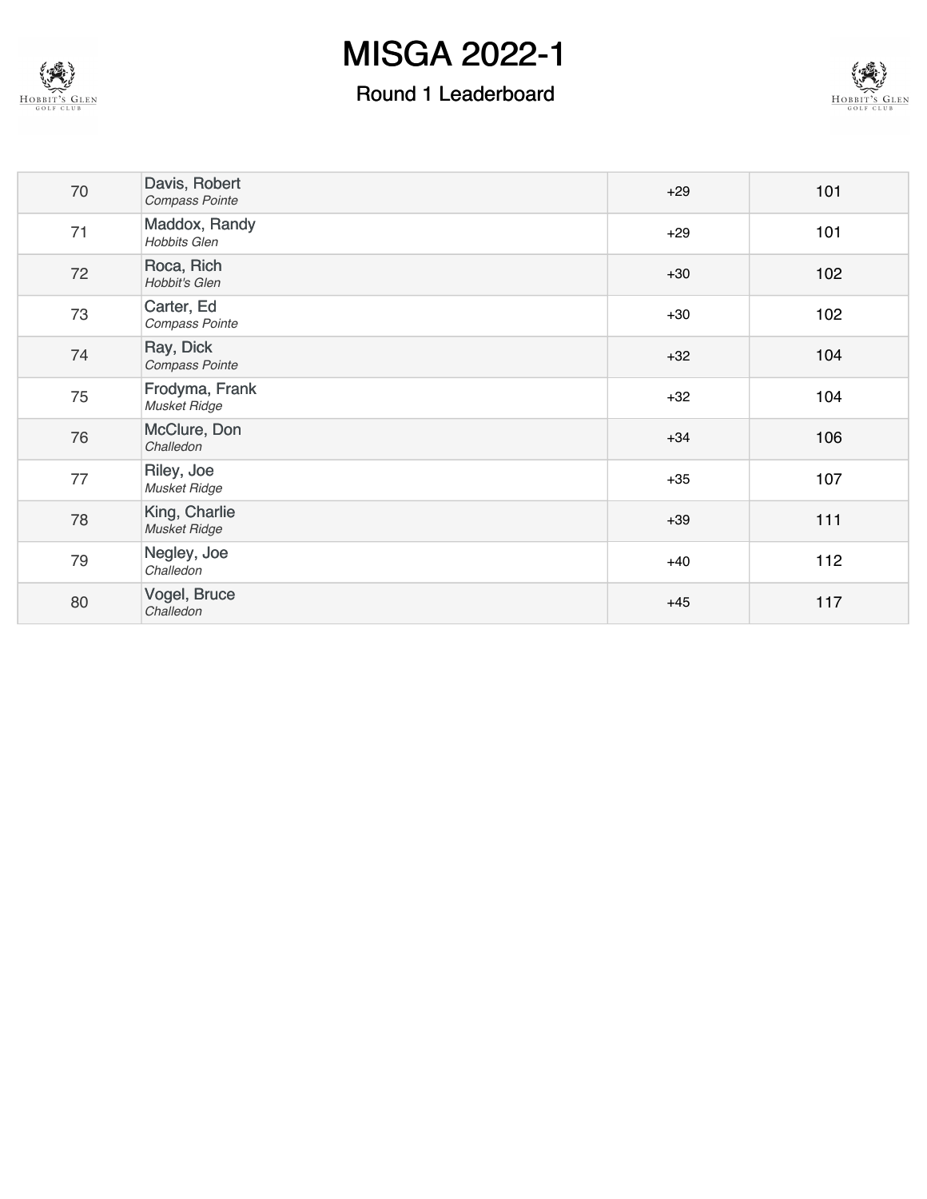# MISGA 2022-1

## Round 1 Leaderboard

| | | | |
|---|---|---|---|
| 70 | Davis, Robert *Compass Pointe* | +29 | 101 |
| 71 | Maddox, Randy *Hobbits Glen* | +29 | 101 |
| 72 | Roca, Rich *Hobbit's Glen* | +30 | 102 |
| 73 | Carter, Ed *Compass Pointe* | +30 | 102 |
| 74 | Ray, Dick *Compass Pointe* | +32 | 104 |
| 75 | Frodyma, Frank *Musket Ridge* | +32 | 104 |
| 76 | McClure, Don *Challedon* | +34 | 106 |
| 77 | Riley, Joe *Musket Ridge* | +35 | 107 |
| 78 | King, Charlie *Musket Ridge* | +39 | 111 |
| 79 | Negley, Joe *Challedon* | +40 | 112 |
| 80 | Vogel, Bruce *Challedon* | +45 | 117 |